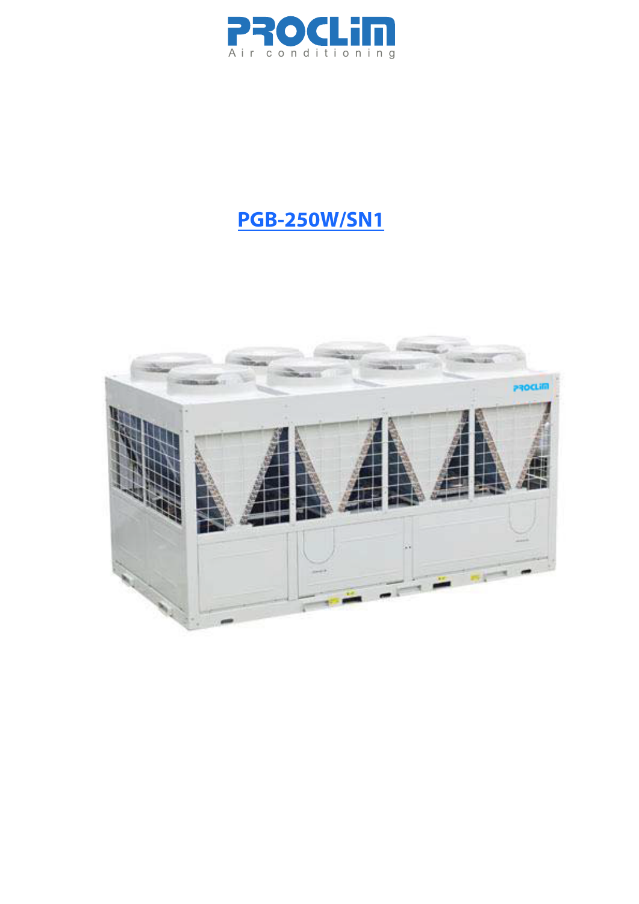PROCLIM
Air conditioning

# PGB-250W/SN1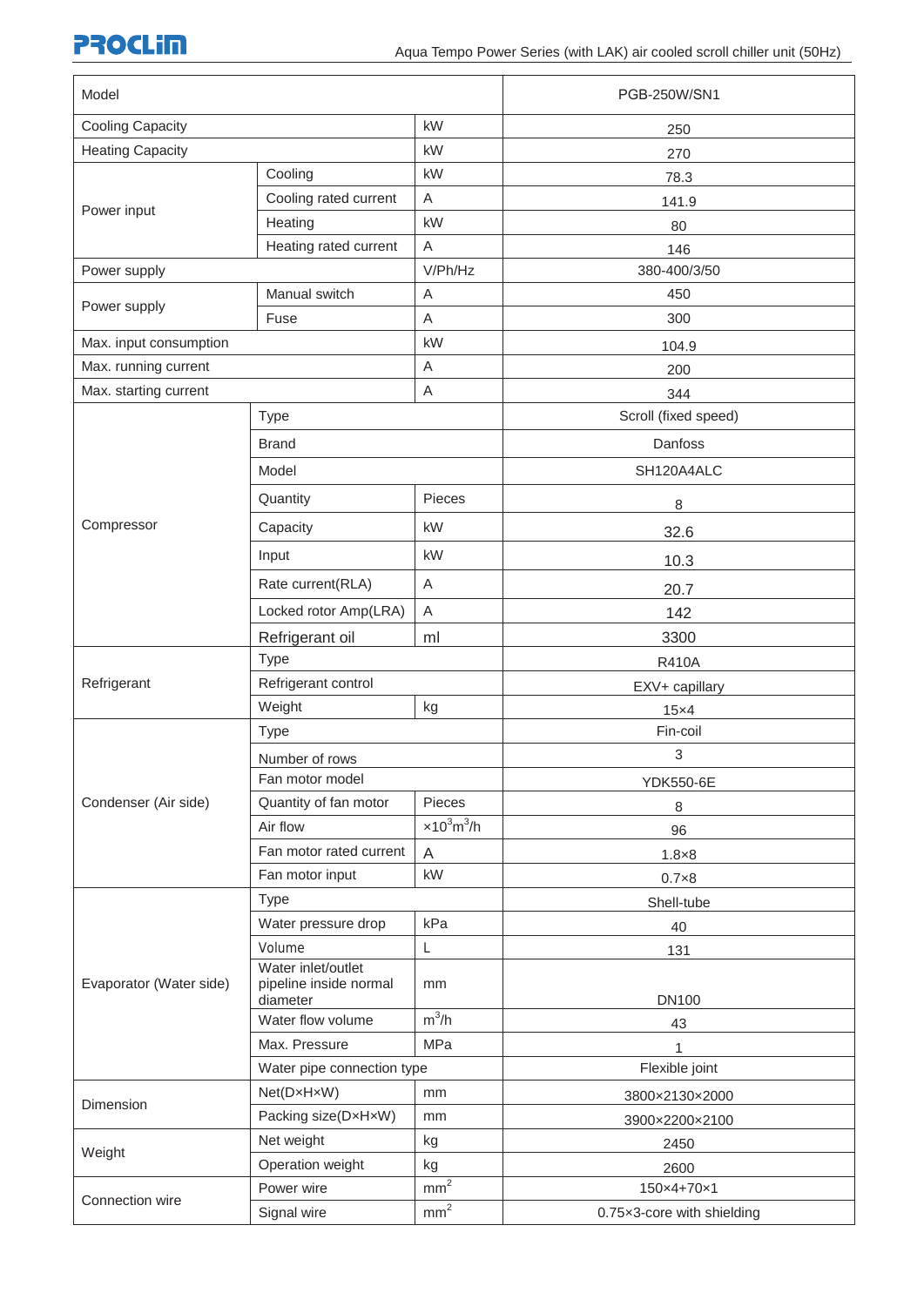| Model | | | PGB-250W/SN1 |
|---|---|---|---|
| Cooling Capacity | | kW | 250 |
| Heating Capacity | | kW | 270 |
| Power input | Cooling | kW | 78.3 |
| | Cooling rated current | A | 141.9 |
| | Heating | kW | 80 |
| | Heating rated current | A | 146 |
| Power supply | | V/Ph/Hz | 380-400/3/50 |
| Power supply | Manual switch | A | 450 |
| | Fuse | A | 300 |
| Max. input consumption | | kW | 104.9 |
| Max. running current | | A | 200 |
| Max. starting current | | A | 344 |
| Compressor | Type | | Scroll (fixed speed) |
| | Brand | | Danfoss |
| | Model | | SH120A4ALC |
| | Quantity | Pieces | 8 |
| | Capacity | kW | 32.6 |
| | Input | kW | 10.3 |
| | Rate current(RLA) | A | 20.7 |
| | Locked rotor Amp(LRA) | A | 142 |
| | Refrigerant oil | ml | 3300 |
| Refrigerant | Type | | R410A |
| | Refrigerant control | | EXV+ capillary |
| | Weight | kg | 15×4 |
| Condenser (Air side) | Type | | Fin-coil |
| | Number of rows | | 3 |
| | Fan motor model | | YDK550-6E |
| | Quantity of fan motor | Pieces | 8 |
| | Air flow | $\times10^3 m^3/h$ | 96 |
| | Fan motor rated current | A | 1.8×8 |
| | Fan motor input | kW | 0.7×8 |
| Evaporator (Water side) | Type | | Shell-tube |
| | Water pressure drop | kPa | 40 |
| | Volume | L | 131 |
| | Water inlet/outlet pipeline inside normal diameter | mm | DN100 |
| | Water flow volume | $m^3/h$ | 43 |
| | Max. Pressure | MPa | 1 |
| | Water pipe connection type | | Flexible joint |
| Dimension | Net(D×H×W) | mm | 3800×2130×2000 |
| | Packing size(D×H×W) | mm | 3900×2200×2100 |
| Weight | Net weight | kg | 2450 |
| | Operation weight | kg | 2600 |
| Connection wire | Power wire | $mm^2$ | 150×4+70×1 |
| | Signal wire | $mm^2$ | 0.75×3-core with shielding |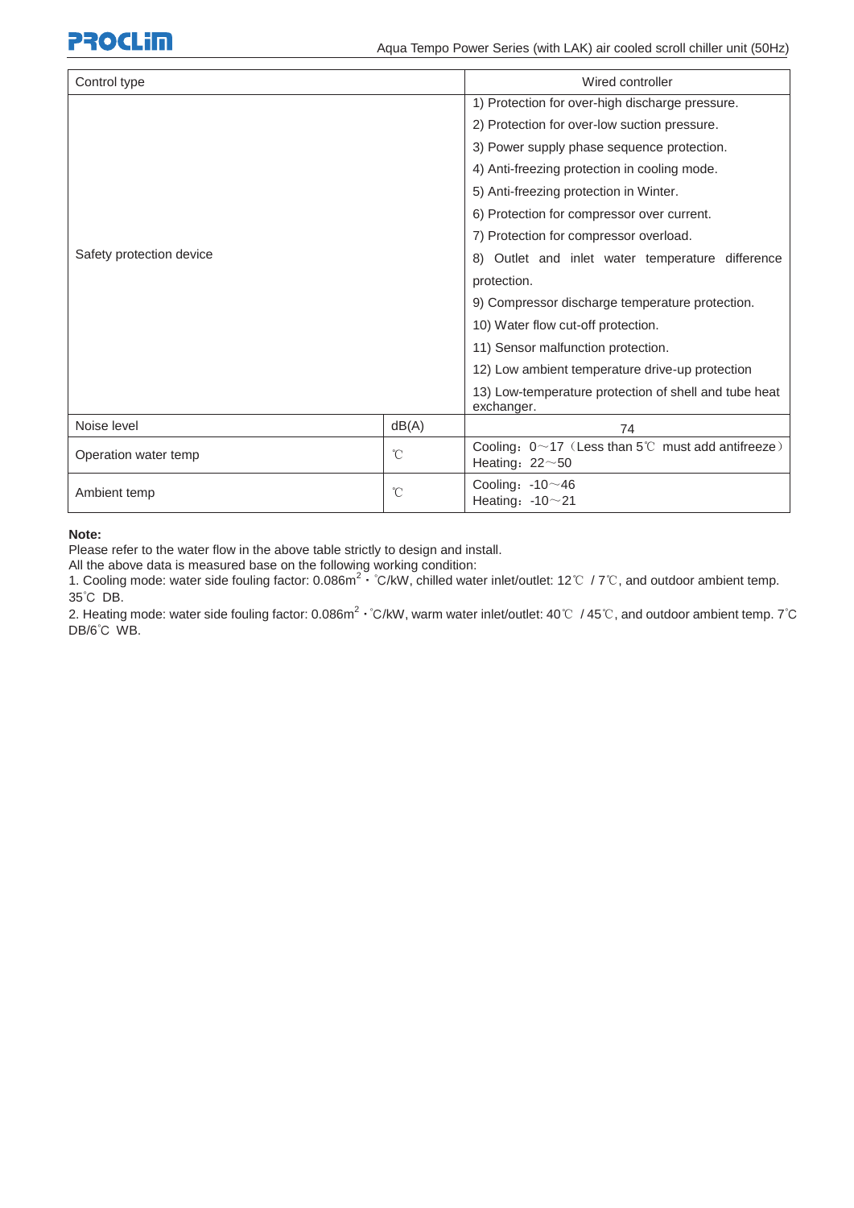| Control type | | Wired controller |
|---|---|---|
| Safety protection device | | 1) Protection for over-high discharge pressure.<br>2) Protection for over-low suction pressure.<br>3) Power supply phase sequence protection.<br>4) Anti-freezing protection in cooling mode.<br>5) Anti-freezing protection in Winter.<br>6) Protection for compressor over current.<br>7) Protection for compressor overload.<br>8) Outlet and inlet water temperature difference protection.<br>9) Compressor discharge temperature protection.<br>10) Water flow cut-off protection.<br>11) Sensor malfunction protection.<br>12) Low ambient temperature drive-up protection<br>13) Low-temperature protection of shell and tube heat exchanger. |
| Noise level | dB(A) | 74 |
| Operation water temp | ℃ | Cooling：0～17（Less than 5℃ must add antifreeze）<br>Heating：22～50 |
| Ambient temp | ℃ | Cooling：-10～46<br>Heating：-10～21 |

**Note:**

Please refer to the water flow in the above table strictly to design and install.

All the above data is measured base on the following working condition:

1. Cooling mode: water side fouling factor: 0.086m$^2$・°C/kW, chilled water inlet/outlet: 12℃ / 7℃, and outdoor ambient temp. 35°C DB.

2. Heating mode: water side fouling factor: 0.086m$^2$・°C/kW, warm water inlet/outlet: 40℃ / 45℃, and outdoor ambient temp. 7°C DB/6°C WB.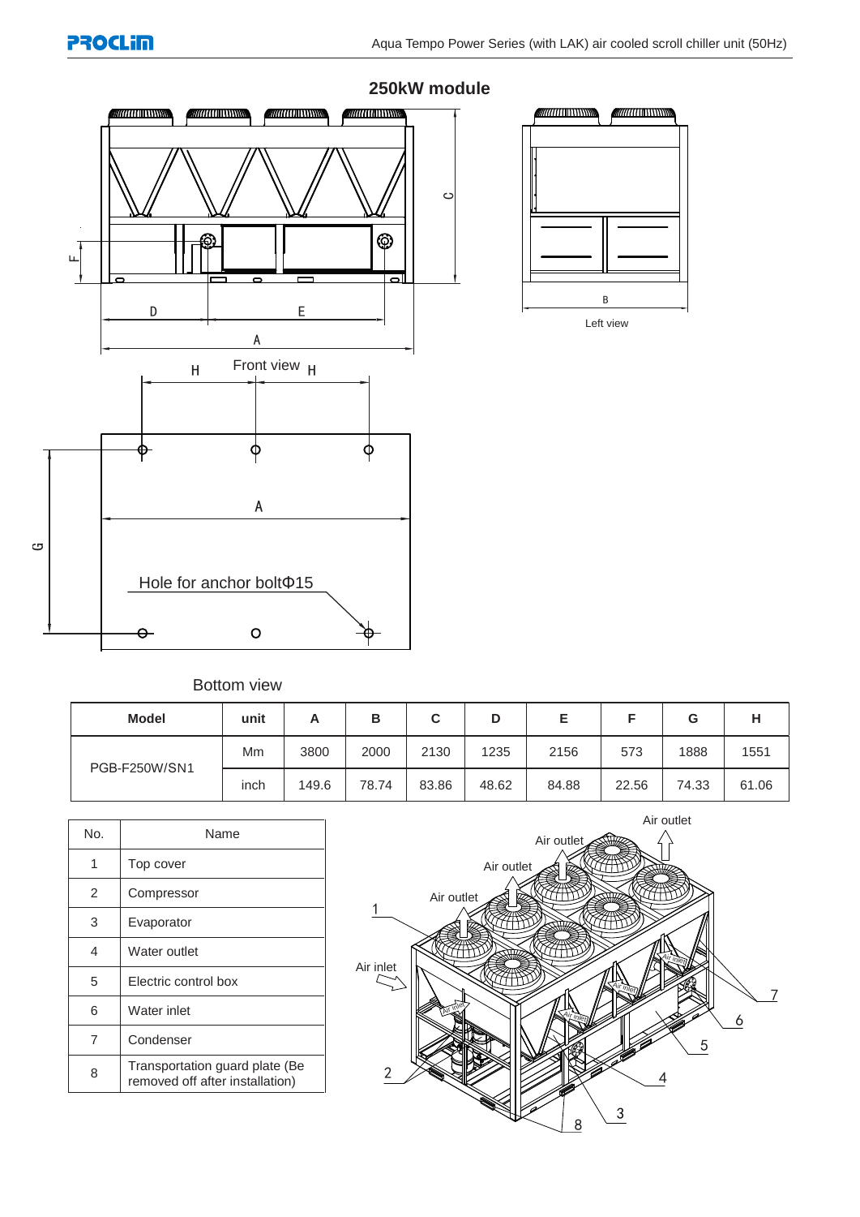## 250kW module

Front view

Left view

Hole for anchor boltΦ15

Bottom view

| Model | unit | A | B | C | D | E | F | G | H |
|---|---|---|---|---|---|---|---|---|---|
| PGB-F250W/SN1 | Mm | 3800 | 2000 | 2130 | 1235 | 2156 | 573 | 1888 | 1551 |
| | inch | 149.6 | 78.74 | 83.86 | 48.62 | 84.88 | 22.56 | 74.33 | 61.06 |

| No. | Name |
|---|---|
| 1 | Top cover |
| 2 | Compressor |
| 3 | Evaporator |
| 4 | Water outlet |
| 5 | Electric control box |
| 6 | Water inlet |
| 7 | Condenser |
| 8 | Transportation guard plate (Be removed off after installation) |